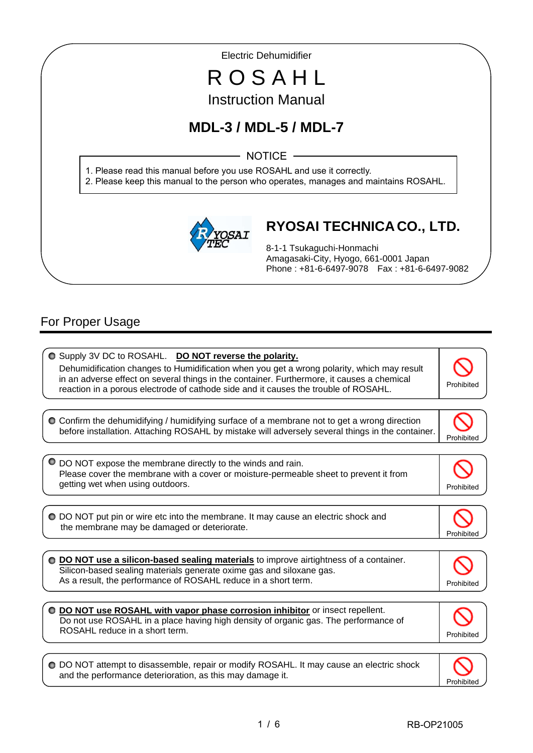Electric Dehumidifier

# ROSAHL

## Instruction Manual

## MDL-3 / MDL-5 / MDL-7

**NOTICE**

1. Please read this manual before you use ROSAHL and use it correctly.
2. Please keep this manual to the person who operates, manages and maintains ROSAHL.

**RYOSAI TECHNICA CO., LTD.**

8-1-1 Tsukaguchi-Honmachi
Amagasaki-City, Hyogo, 661-0001 Japan
Phone : +81-6-6497-9078 Fax : +81-6-6497-9082

## For Proper Usage

| | |
|---|---|
| ● Supply 3V DC to ROSAHL. **DO NOT reverse the polarity.** Dehumidification changes to Humidification when you get a wrong polarity, which may result in an adverse effect on several things in the container. Furthermore, it causes a chemical reaction in a porous electrode of cathode side and it causes the trouble of ROSAHL. | Prohibited |
| ● Confirm the dehumidifying / humidifying surface of a membrane not to get a wrong direction before installation. Attaching ROSAHL by mistake will adversely several things in the container. | Prohibited |
| ● DO NOT expose the membrane directly to the winds and rain. Please cover the membrane with a cover or moisture-permeable sheet to prevent it from getting wet when using outdoors. | Prohibited |
| ● DO NOT put pin or wire etc into the membrane. It may cause an electric shock and the membrane may be damaged or deteriorate. | Prohibited |
| ● **DO NOT use a silicon-based sealing materials** to improve airtightness of a container. Silicon-based sealing materials generate oxime gas and siloxane gas. As a result, the performance of ROSAHL reduce in a short term. | Prohibited |
| ● **DO NOT use ROSAHL with vapor phase corrosion inhibitor** or insect repellent. Do not use ROSAHL in a place having high density of organic gas. The performance of ROSAHL reduce in a short term. | Prohibited |
| ● DO NOT attempt to disassemble, repair or modify ROSAHL. It may cause an electric shock and the performance deterioration, as this may damage it. | Prohibited |

RB-OP21005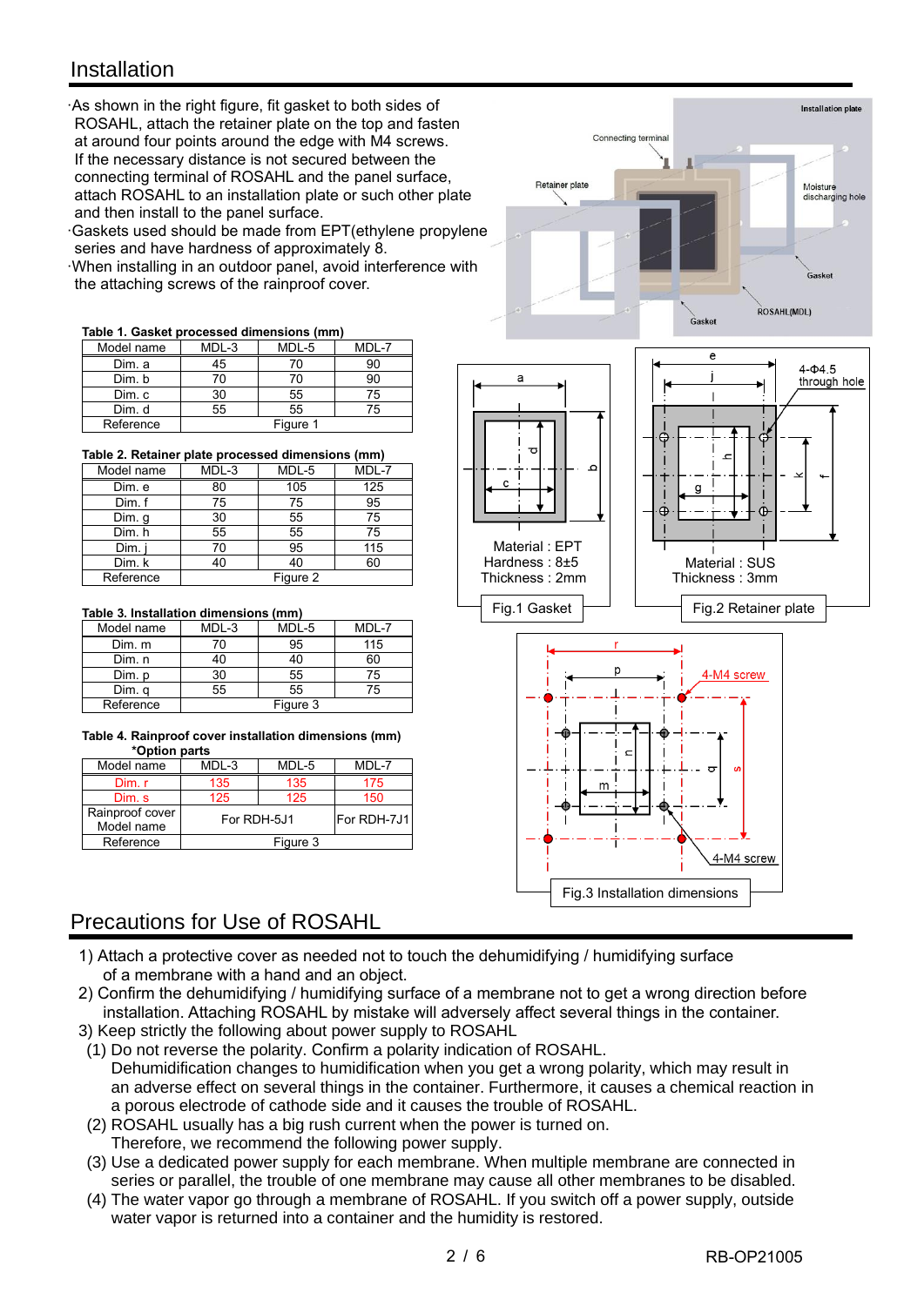## Installation

- As shown in the right figure, fit gasket to both sides of ROSAHL, attach the retainer plate on the top and fasten at around four points around the edge with M4 screws. If the necessary distance is not secured between the connecting terminal of ROSAHL and the panel surface, attach ROSAHL to an installation plate or such other plate and then install to the panel surface.
- Gaskets used should be made from EPT(ethylene propylene series and have hardness of approximately 8.
- When installing in an outdoor panel, avoid interference with the attaching screws of the rainproof cover.

**Table 1. Gasket processed dimensions (mm)**

| Model name | MDL-3 | MDL-5 | MDL-7 |
|---|---|---|---|
| Dim. a | 45 | 70 | 90 |
| Dim. b | 70 | 70 | 90 |
| Dim. c | 30 | 55 | 75 |
| Dim. d | 55 | 55 | 75 |
| Reference | Figure 1 | | |

**Table 2. Retainer plate processed dimensions (mm)**

| Model name | MDL-3 | MDL-5 | MDL-7 |
|---|---|---|---|
| Dim. e | 80 | 105 | 125 |
| Dim. f | 75 | 75 | 95 |
| Dim. g | 30 | 55 | 75 |
| Dim. h | 55 | 55 | 75 |
| Dim. j | 70 | 95 | 115 |
| Dim. k | 40 | 40 | 60 |
| Reference | Figure 2 | | |

**Table 3. Installation dimensions (mm)**

| Model name | MDL-3 | MDL-5 | MDL-7 |
|---|---|---|---|
| Dim. m | 70 | 95 | 115 |
| Dim. n | 40 | 40 | 60 |
| Dim. p | 30 | 55 | 75 |
| Dim. q | 55 | 55 | 75 |
| Reference | Figure 3 | | |

**Table 4. Rainproof cover installation dimensions (mm)**
**\*Option parts**

| Model name | MDL-3 | MDL-5 | MDL-7 |
|---|---|---|---|
| Dim. r | 135 | 135 | 175 |
| Dim. s | 125 | 125 | 150 |
| Rainproof cover Model name | For RDH-5J1 | | For RDH-7J1 |
| Reference | Figure 3 | | |

Installation plate, Connecting terminal, Retainer plate, Moisture discharging hole, Gasket, ROSAHL(MDL), Gasket

Material : EPT
Hardness : 8±5
Thickness : 2mm

Fig.1 Gasket

4-Φ4.5 through hole

Material : SUS
Thickness : 3mm

Fig.2 Retainer plate

4-M4 screw

4-M4 screw

Fig.3 Installation dimensions

## Precautions for Use of ROSAHL

1) Attach a protective cover as needed not to touch the dehumidifying / humidifying surface of a membrane with a hand and an object.
2) Confirm the dehumidifying / humidifying surface of a membrane not to get a wrong direction before installation. Attaching ROSAHL by mistake will adversely affect several things in the container.
3) Keep strictly the following about power supply to ROSAHL
   (1) Do not reverse the polarity. Confirm a polarity indication of ROSAHL.
   Dehumidification changes to humidification when you get a wrong polarity, which may result in an adverse effect on several things in the container. Furthermore, it causes a chemical reaction in a porous electrode of cathode side and it causes the trouble of ROSAHL.
   (2) ROSAHL usually has a big rush current when the power is turned on.
   Therefore, we recommend the following power supply.
   (3) Use a dedicated power supply for each membrane. When multiple membrane are connected in series or parallel, the trouble of one membrane may cause all other membranes to be disabled.
   (4) The water vapor go through a membrane of ROSAHL. If you switch off a power supply, outside water vapor is returned into a container and the humidity is restored.

RB-OP21005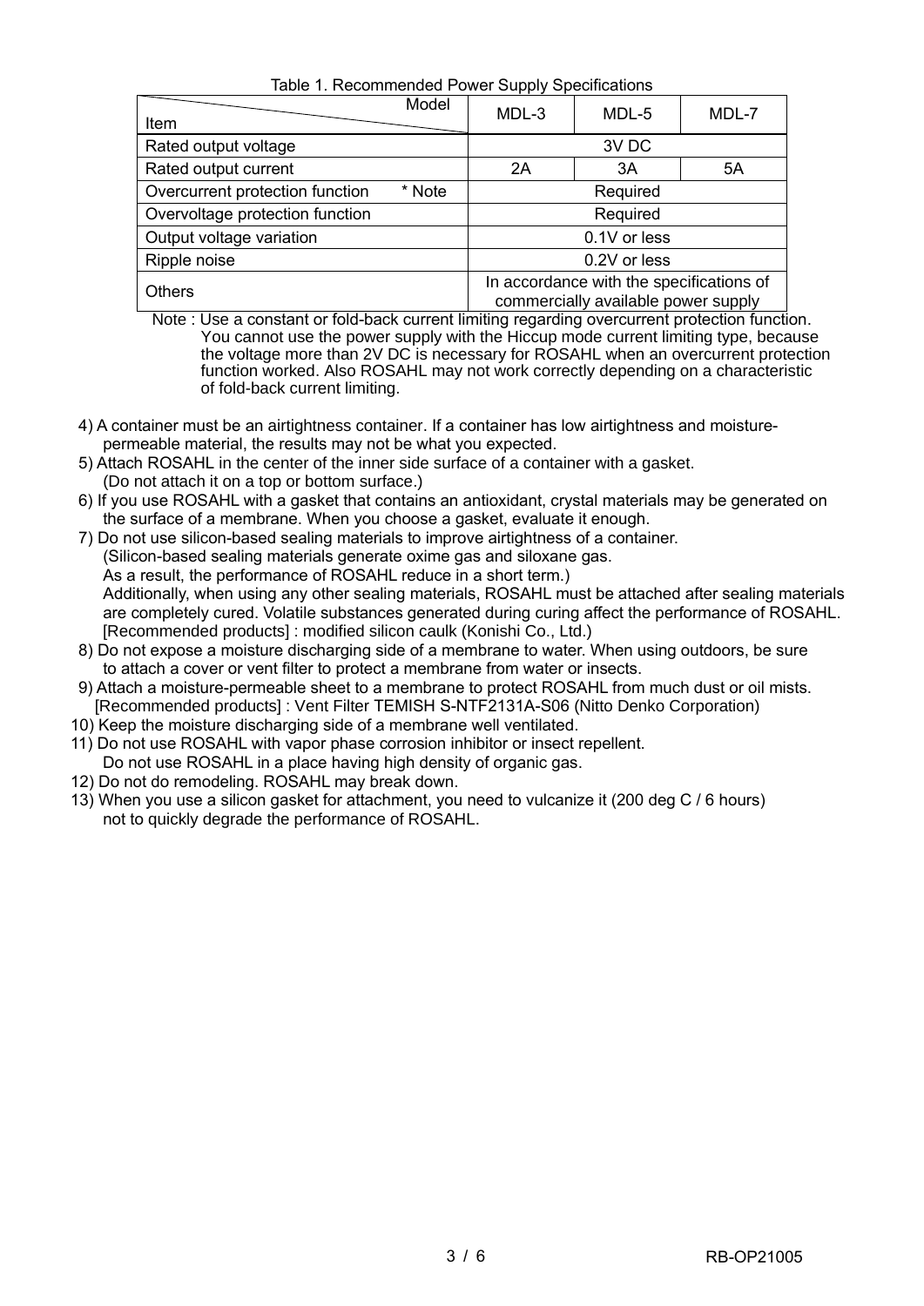Table 1. Recommended Power Supply Specifications

| Item \ Model | MDL-3 | MDL-5 | MDL-7 |
|---|---|---|---|
| Rated output voltage | 3V DC | | |
| Rated output current | 2A | 3A | 5A |
| Overcurrent protection function * Note | Required | | |
| Overvoltage protection function | Required | | |
| Output voltage variation | 0.1V or less | | |
| Ripple noise | 0.2V or less | | |
| Others | In accordance with the specifications of commercially available power supply | | |

Note : Use a constant or fold-back current limiting regarding overcurrent protection function. You cannot use the power supply with the Hiccup mode current limiting type, because the voltage more than 2V DC is necessary for ROSAHL when an overcurrent protection function worked. Also ROSAHL may not work correctly depending on a characteristic of fold-back current limiting.

4) A container must be an airtightness container. If a container has low airtightness and moisture-permeable material, the results may not be what you expected.
5) Attach ROSAHL in the center of the inner side surface of a container with a gasket. (Do not attach it on a top or bottom surface.)
6) If you use ROSAHL with a gasket that contains an antioxidant, crystal materials may be generated on the surface of a membrane. When you choose a gasket, evaluate it enough.
7) Do not use silicon-based sealing materials to improve airtightness of a container.
   (Silicon-based sealing materials generate oxime gas and siloxane gas.
   As a result, the performance of ROSAHL reduce in a short term.)
   Additionally, when using any other sealing materials, ROSAHL must be attached after sealing materials are completely cured. Volatile substances generated during curing affect the performance of ROSAHL.
   [Recommended products] : modified silicon caulk (Konishi Co., Ltd.)
8) Do not expose a moisture discharging side of a membrane to water. When using outdoors, be sure to attach a cover or vent filter to protect a membrane from water or insects.
9) Attach a moisture-permeable sheet to a membrane to protect ROSAHL from much dust or oil mists.
   [Recommended products] : Vent Filter TEMISH S-NTF2131A-S06 (Nitto Denko Corporation)
10) Keep the moisture discharging side of a membrane well ventilated.
11) Do not use ROSAHL with vapor phase corrosion inhibitor or insect repellent.
    Do not use ROSAHL in a place having high density of organic gas.
12) Do not do remodeling. ROSAHL may break down.
13) When you use a silicon gasket for attachment, you need to vulcanize it (200 deg C / 6 hours) not to quickly degrade the performance of ROSAHL.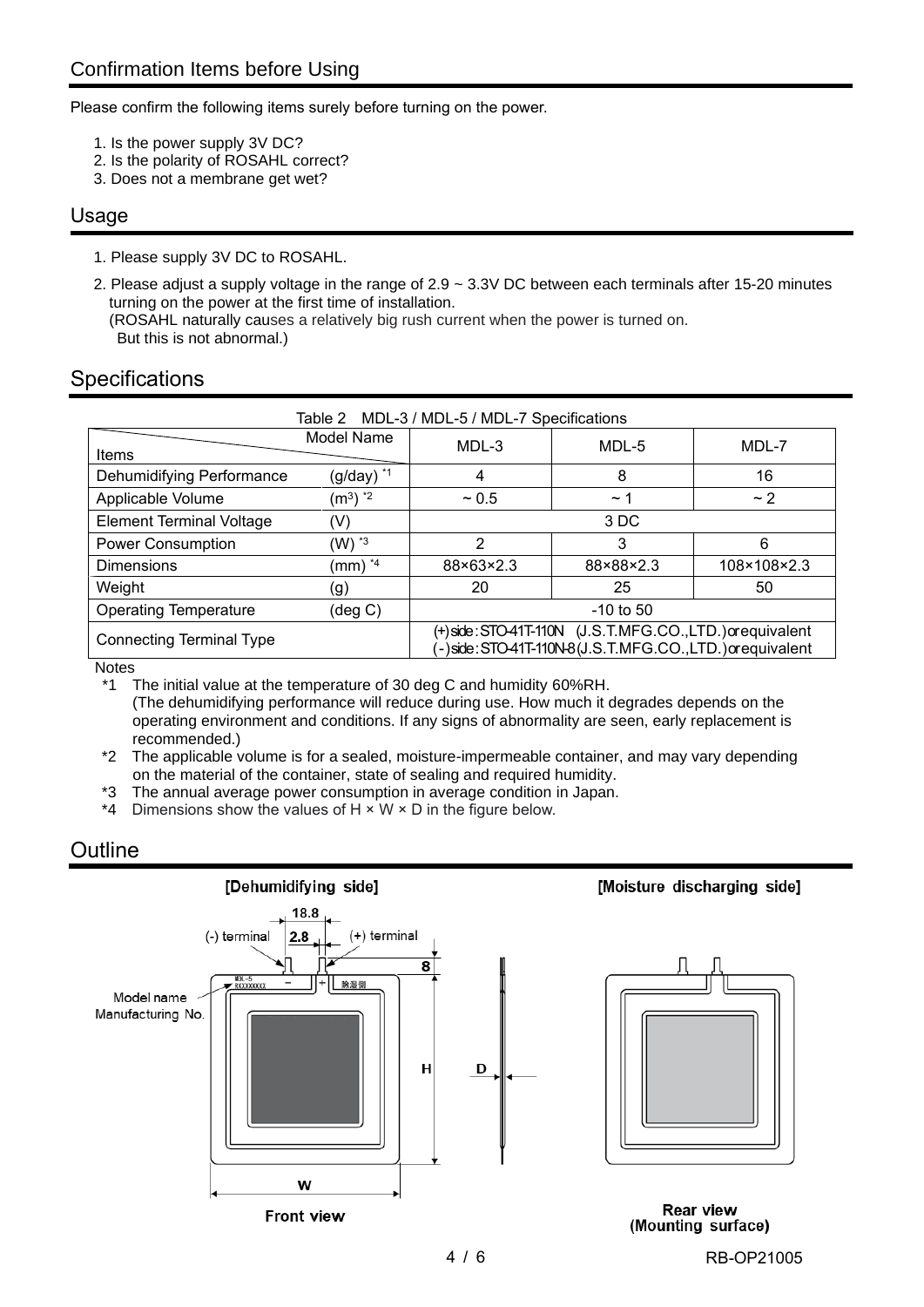## Confirmation Items before Using

Please confirm the following items surely before turning on the power.

1. Is the power supply 3V DC?
2. Is the polarity of ROSAHL correct?
3. Does not a membrane get wet?

## Usage

1. Please supply 3V DC to ROSAHL.
2. Please adjust a supply voltage in the range of 2.9 ~ 3.3V DC between each terminals after 15-20 minutes turning on the power at the first time of installation.
   (ROSAHL naturally causes a relatively big rush current when the power is turned on.
   But this is not abnormal.)

## Specifications

Table 2　MDL-3 / MDL-5 / MDL-7 Specifications

| Items | Model Name | MDL-3 | MDL-5 | MDL-7 |
|---|---|---|---|---|
| Dehumidifying Performance | (g/day) *1 | 4 | 8 | 16 |
| Applicable Volume | ($m^3$) *2 | ~ 0.5 | ~ 1 | ~ 2 |
| Element Terminal Voltage | (V) | 3 DC | | |
| Power Consumption | (W) *3 | 2 | 3 | 6 |
| Dimensions | (mm) *4 | 88×63×2.3 | 88×88×2.3 | 108×108×2.3 |
| Weight | (g) | 20 | 25 | 50 |
| Operating Temperature | (deg C) | -10 to 50 | | |
| Connecting Terminal Type | | (+) side : STO-41T-110N (J.S.T.MFG.CO.,LTD.) or equivalent<br>(-) side : STO-41T-110N-8 (J.S.T.MFG.CO.,LTD.) or equivalent | | |

Notes

*1　The initial value at the temperature of 30 deg C and humidity 60%RH.
　　(The dehumidifying performance will reduce during use. How much it degrades depends on the operating environment and conditions. If any signs of abnormality are seen, early replacement is recommended.)

*2　The applicable volume is for a sealed, moisture-impermeable container, and may vary depending on the material of the container, state of sealing and required humidity.

*3　The annual average power consumption in average condition in Japan.

*4　Dimensions show the values of H × W × D in the figure below.

## Outline

[Dehumidifying side]　　[Moisture discharging side]

18.8　2.8　8　H　D　W

(-) terminal　(+) terminal

Model name
Manufacturing No.

Front view

Rear view
(Mounting surface)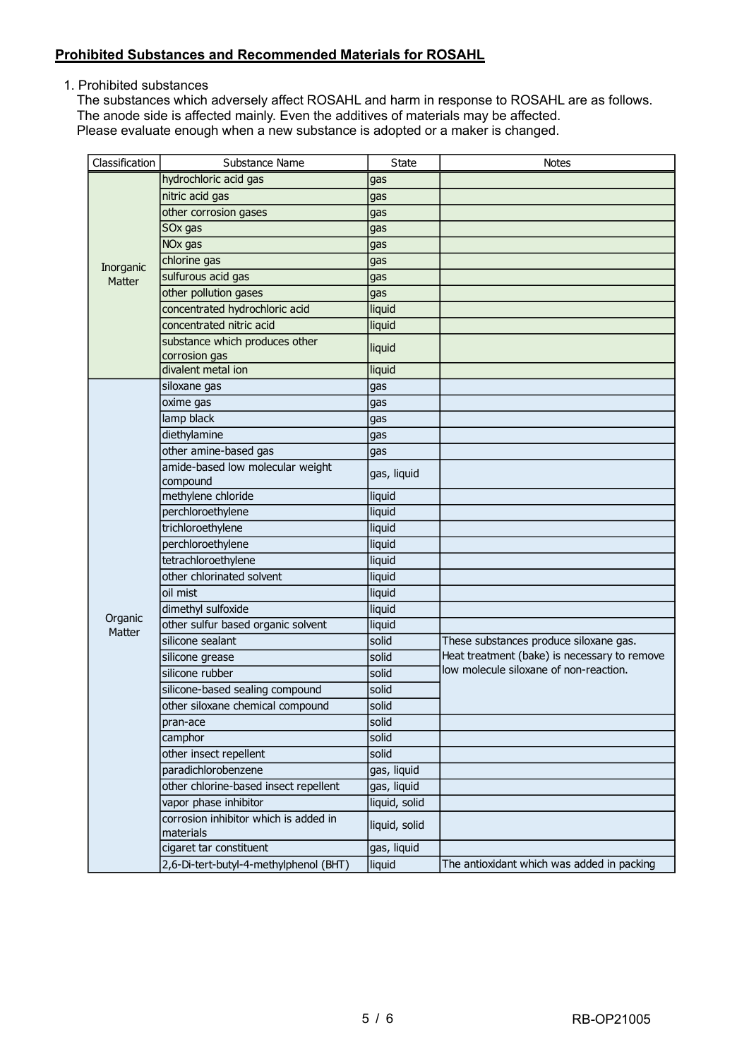## **Prohibited Substances and Recommended Materials for ROSAHL**

1. Prohibited substances

The substances which adversely affect ROSAHL and harm in response to ROSAHL are as follows.
The anode side is affected mainly. Even the additives of materials may be affected.
Please evaluate enough when a new substance is adopted or a maker is changed.

| Classification | Substance Name | State | Notes |
|---|---|---|---|
| Inorganic Matter | hydrochloric acid gas | gas | |
| | nitric acid gas | gas | |
| | other corrosion gases | gas | |
| | SOx gas | gas | |
| | NOx gas | gas | |
| | chlorine gas | gas | |
| | sulfurous acid gas | gas | |
| | other pollution gases | gas | |
| | concentrated hydrochloric acid | liquid | |
| | concentrated nitric acid | liquid | |
| | substance which produces other corrosion gas | liquid | |
| | divalent metal ion | liquid | |
| Organic Matter | siloxane gas | gas | |
| | oxime gas | gas | |
| | lamp black | gas | |
| | diethylamine | gas | |
| | other amine-based gas | gas | |
| | amide-based low molecular weight compound | gas, liquid | |
| | methylene chloride | liquid | |
| | perchloroethylene | liquid | |
| | trichloroethylene | liquid | |
| | perchloroethylene | liquid | |
| | tetrachloroethylene | liquid | |
| | other chlorinated solvent | liquid | |
| | oil mist | liquid | |
| | dimethyl sulfoxide | liquid | |
| | other sulfur based organic solvent | liquid | |
| | silicone sealant | solid | These substances produce siloxane gas. Heat treatment (bake) is necessary to remove low molecule siloxane of non-reaction. |
| | silicone grease | solid | |
| | silicone rubber | solid | |
| | silicone-based sealing compound | solid | |
| | other siloxane chemical compound | solid | |
| | pran-ace | solid | |
| | camphor | solid | |
| | other insect repellent | solid | |
| | paradichlorobenzene | gas, liquid | |
| | other chlorine-based insect repellent | gas, liquid | |
| | vapor phase inhibitor | liquid, solid | |
| | corrosion inhibitor which is added in materials | liquid, solid | |
| | cigaret tar constituent | gas, liquid | |
| | 2,6-Di-tert-butyl-4-methylphenol (BHT) | liquid | The antioxidant which was added in packing |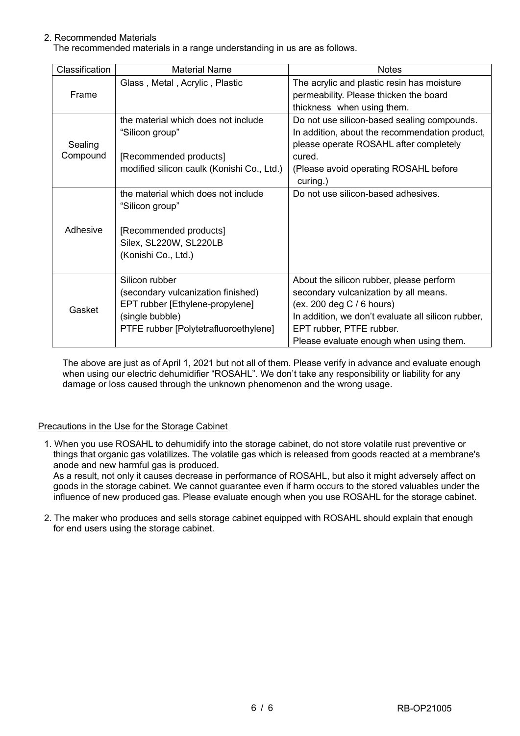2. Recommended Materials

The recommended materials in a range understanding in us are as follows.

| Classification | Material Name | Notes |
| --- | --- | --- |
| Frame | Glass , Metal , Acrylic , Plastic | The acrylic and plastic resin has moisture permeability. Please thicken the board thickness when using them. |
| Sealing Compound | the material which does not include “Silicon group”<br><br>[Recommended products]<br>modified silicon caulk (Konishi Co., Ltd.) | Do not use silicon-based sealing compounds.<br>In addition, about the recommendation product, please operate ROSAHL after completely cured.<br>(Please avoid operating ROSAHL before curing.) |
| Adhesive | the material which does not include “Silicon group”<br><br>[Recommended products]<br>Silex, SL220W, SL220LB<br>(Konishi Co., Ltd.) | Do not use silicon-based adhesives. |
| Gasket | Silicon rubber<br>(secondary vulcanization finished)<br>EPT rubber [Ethylene-propylene]<br>(single bubble)<br>PTFE rubber [Polytetrafluoroethylene] | About the silicon rubber, please perform secondary vulcanization by all means.<br>(ex. 200 deg C / 6 hours)<br>In addition, we don’t evaluate all silicon rubber, EPT rubber, PTFE rubber.<br>Please evaluate enough when using them. |

The above are just as of April 1, 2021 but not all of them. Please verify in advance and evaluate enough when using our electric dehumidifier “ROSAHL”. We don’t take any responsibility or liability for any damage or loss caused through the unknown phenomenon and the wrong usage.

Precautions in the Use for the Storage Cabinet

1. When you use ROSAHL to dehumidify into the storage cabinet, do not store volatile rust preventive or things that organic gas volatilizes. The volatile gas which is released from goods reacted at a membrane's anode and new harmful gas is produced.
   As a result, not only it causes decrease in performance of ROSAHL, but also it might adversely affect on goods in the storage cabinet. We cannot guarantee even if harm occurs to the stored valuables under the influence of new produced gas. Please evaluate enough when you use ROSAHL for the storage cabinet.

2. The maker who produces and sells storage cabinet equipped with ROSAHL should explain that enough for end users using the storage cabinet.

RB-OP21005